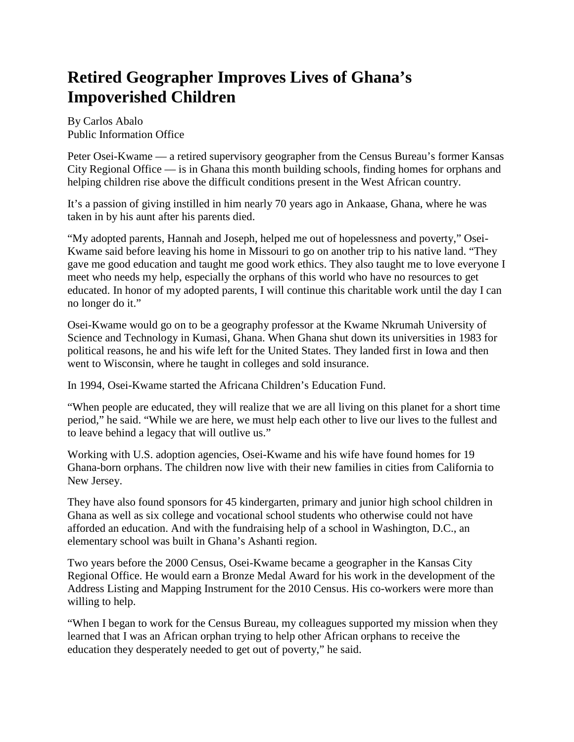# Retired Geographer Improves Lives of Ghana's Impoverished Children

By Carlos Abalo
Public Information Office

Peter Osei-Kwame — a retired supervisory geographer from the Census Bureau's former Kansas City Regional Office — is in Ghana this month building schools, finding homes for orphans and helping children rise above the difficult conditions present in the West African country.

It's a passion of giving instilled in him nearly 70 years ago in Ankaase, Ghana, where he was taken in by his aunt after his parents died.

"My adopted parents, Hannah and Joseph, helped me out of hopelessness and poverty," Osei-Kwame said before leaving his home in Missouri to go on another trip to his native land. "They gave me good education and taught me good work ethics. They also taught me to love everyone I meet who needs my help, especially the orphans of this world who have no resources to get educated. In honor of my adopted parents, I will continue this charitable work until the day I can no longer do it."

Osei-Kwame would go on to be a geography professor at the Kwame Nkrumah University of Science and Technology in Kumasi, Ghana. When Ghana shut down its universities in 1983 for political reasons, he and his wife left for the United States. They landed first in Iowa and then went to Wisconsin, where he taught in colleges and sold insurance.

In 1994, Osei-Kwame started the Africana Children's Education Fund.

"When people are educated, they will realize that we are all living on this planet for a short time period," he said. "While we are here, we must help each other to live our lives to the fullest and to leave behind a legacy that will outlive us."

Working with U.S. adoption agencies, Osei-Kwame and his wife have found homes for 19 Ghana-born orphans. The children now live with their new families in cities from California to New Jersey.

They have also found sponsors for 45 kindergarten, primary and junior high school children in Ghana as well as six college and vocational school students who otherwise could not have afforded an education. And with the fundraising help of a school in Washington, D.C., an elementary school was built in Ghana's Ashanti region.

Two years before the 2000 Census, Osei-Kwame became a geographer in the Kansas City Regional Office. He would earn a Bronze Medal Award for his work in the development of the Address Listing and Mapping Instrument for the 2010 Census. His co-workers were more than willing to help.

"When I began to work for the Census Bureau, my colleagues supported my mission when they learned that I was an African orphan trying to help other African orphans to receive the education they desperately needed to get out of poverty," he said.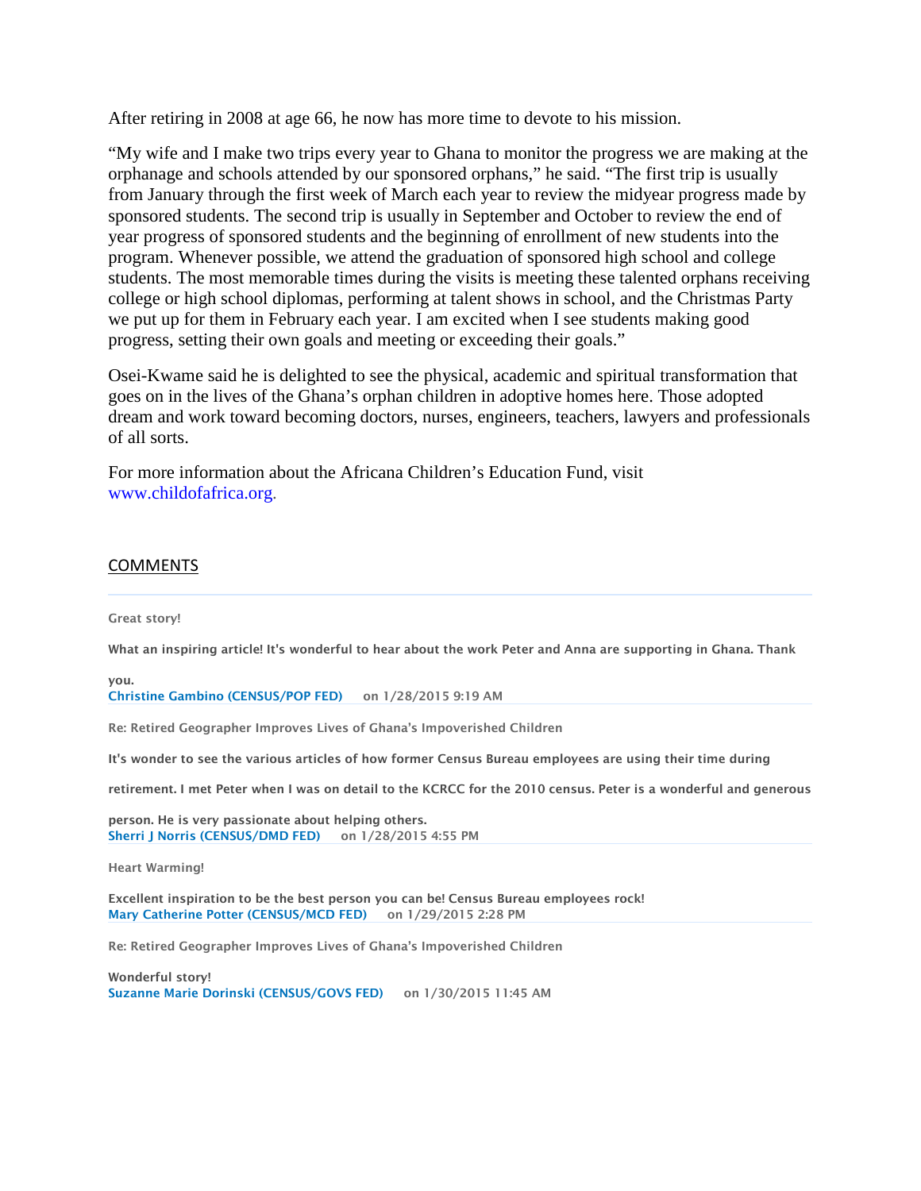After retiring in 2008 at age 66, he now has more time to devote to his mission.

"My wife and I make two trips every year to Ghana to monitor the progress we are making at the orphanage and schools attended by our sponsored orphans," he said. "The first trip is usually from January through the first week of March each year to review the midyear progress made by sponsored students. The second trip is usually in September and October to review the end of year progress of sponsored students and the beginning of enrollment of new students into the program. Whenever possible, we attend the graduation of sponsored high school and college students. The most memorable times during the visits is meeting these talented orphans receiving college or high school diplomas, performing at talent shows in school, and the Christmas Party we put up for them in February each year. I am excited when I see students making good progress, setting their own goals and meeting or exceeding their goals."

Osei-Kwame said he is delighted to see the physical, academic and spiritual transformation that goes on in the lives of the Ghana's orphan children in adoptive homes here. Those adopted dream and work toward becoming doctors, nurses, engineers, teachers, lawyers and professionals of all sorts.

For more information about the Africana Children's Education Fund, visit www.childofafrica.org.

## COMMENTS

**Great story!**

**What an inspiring article! It's wonderful to hear about the work Peter and Anna are supporting in Ghana. Thank you.**

**Christine Gambino (CENSUS/POP FED)** on 1/28/2015 9:19 AM

---

**Re: Retired Geographer Improves Lives of Ghana's Impoverished Children**

**It's wonder to see the various articles of how former Census Bureau employees are using their time during retirement. I met Peter when I was on detail to the KCRCC for the 2010 census. Peter is a wonderful and generous person. He is very passionate about helping others.**

**Sherri J Norris (CENSUS/DMD FED)** on 1/28/2015 4:55 PM

---

**Heart Warming!**

**Excellent inspiration to be the best person you can be! Census Bureau employees rock!**

**Mary Catherine Potter (CENSUS/MCD FED)** on 1/29/2015 2:28 PM

---

**Re: Retired Geographer Improves Lives of Ghana's Impoverished Children**

**Wonderful story!**

**Suzanne Marie Dorinski (CENSUS/GOVS FED)** on 1/30/2015 11:45 AM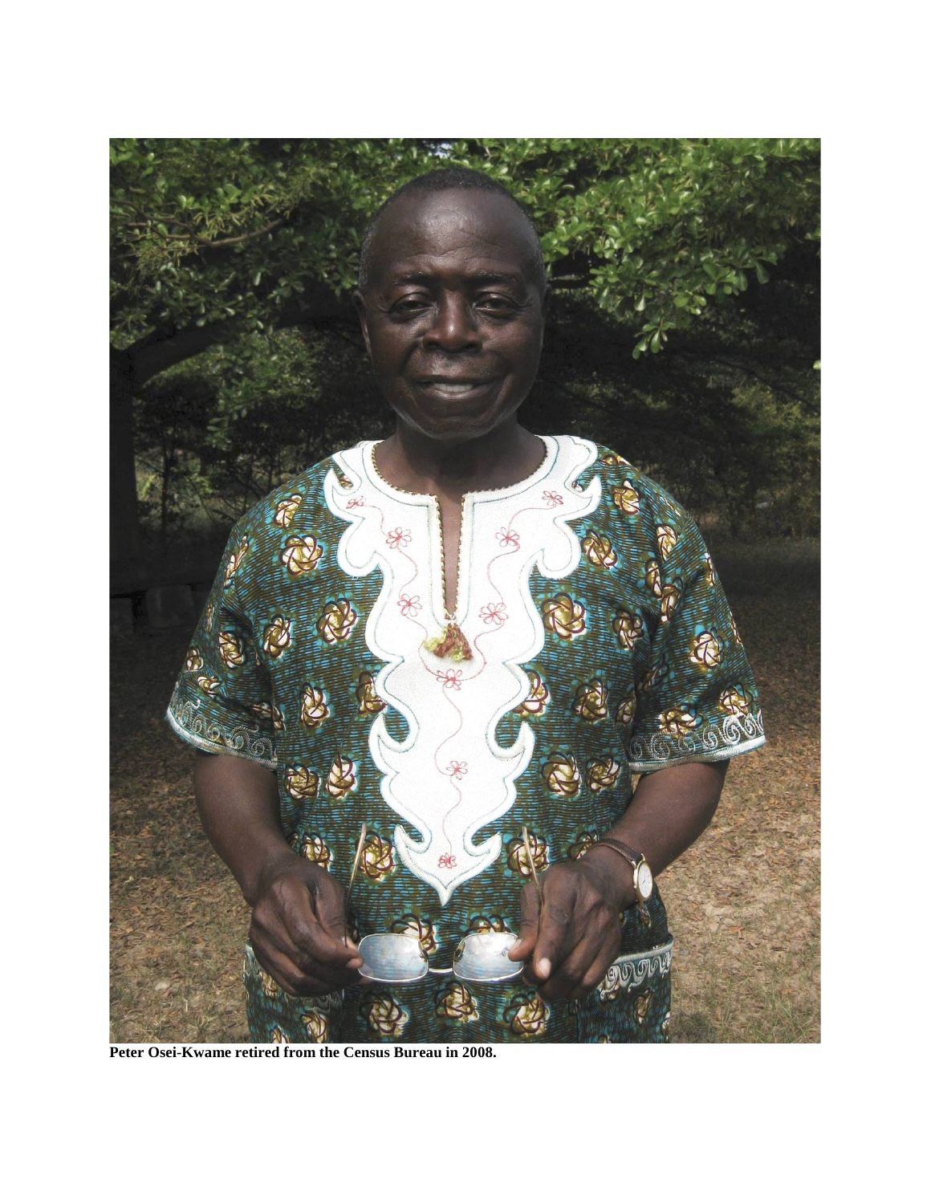**Peter Osei-Kwame retired from the Census Bureau in 2008.**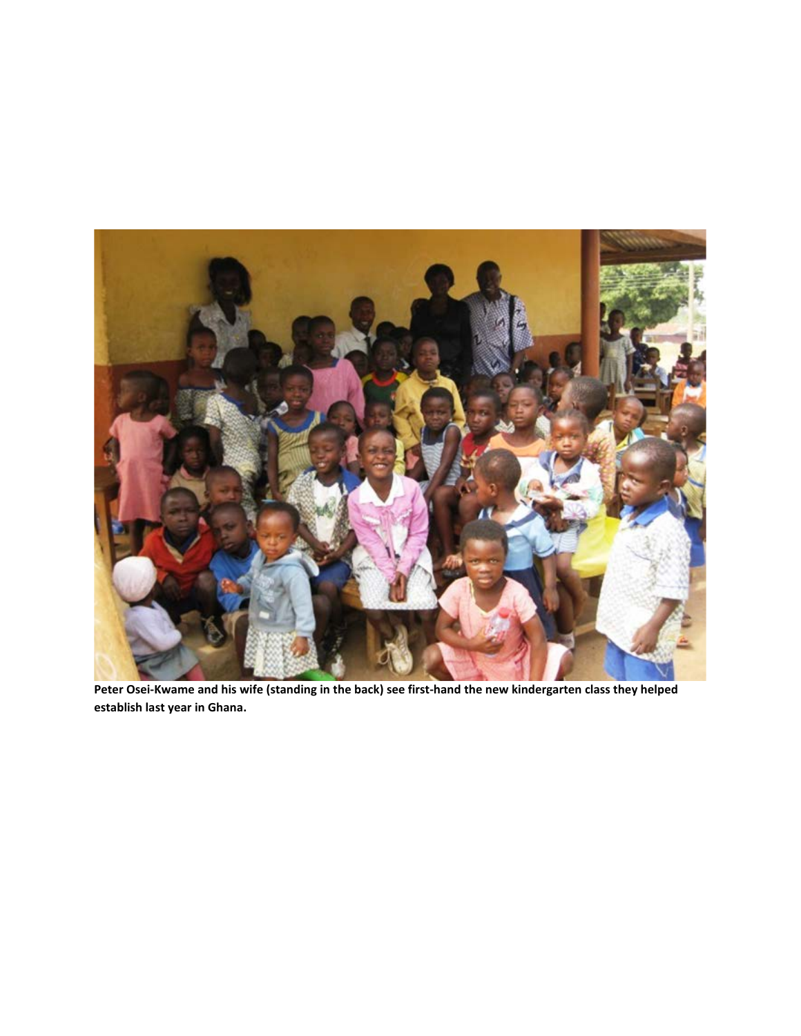**Peter Osei-Kwame and his wife (standing in the back) see first-hand the new kindergarten class they helped establish last year in Ghana.**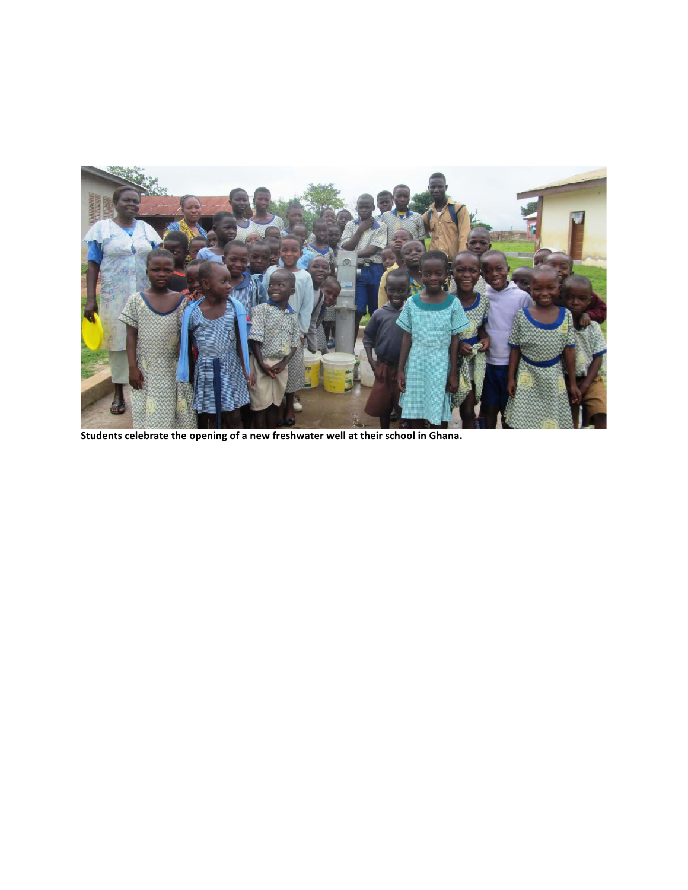**Students celebrate the opening of a new freshwater well at their school in Ghana.**